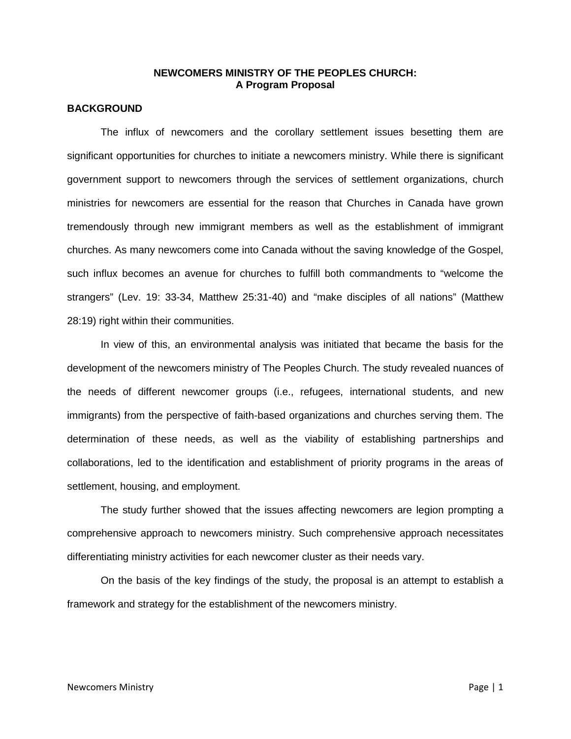# NEWCOMERS MINISTRY OF THE PEOPLES CHURCH:
## A Program Proposal

## BACKGROUND

The influx of newcomers and the corollary settlement issues besetting them are significant opportunities for churches to initiate a newcomers ministry. While there is significant government support to newcomers through the services of settlement organizations, church ministries for newcomers are essential for the reason that Churches in Canada have grown tremendously through new immigrant members as well as the establishment of immigrant churches. As many newcomers come into Canada without the saving knowledge of the Gospel, such influx becomes an avenue for churches to fulfill both commandments to "welcome the strangers" (Lev. 19: 33-34, Matthew 25:31-40) and "make disciples of all nations" (Matthew 28:19) right within their communities.

In view of this, an environmental analysis was initiated that became the basis for the development of the newcomers ministry of The Peoples Church. The study revealed nuances of the needs of different newcomer groups (i.e., refugees, international students, and new immigrants) from the perspective of faith-based organizations and churches serving them. The determination of these needs, as well as the viability of establishing partnerships and collaborations, led to the identification and establishment of priority programs in the areas of settlement, housing, and employment.

The study further showed that the issues affecting newcomers are legion prompting a comprehensive approach to newcomers ministry. Such comprehensive approach necessitates differentiating ministry activities for each newcomer cluster as their needs vary.

On the basis of the key findings of the study, the proposal is an attempt to establish a framework and strategy for the establishment of the newcomers ministry.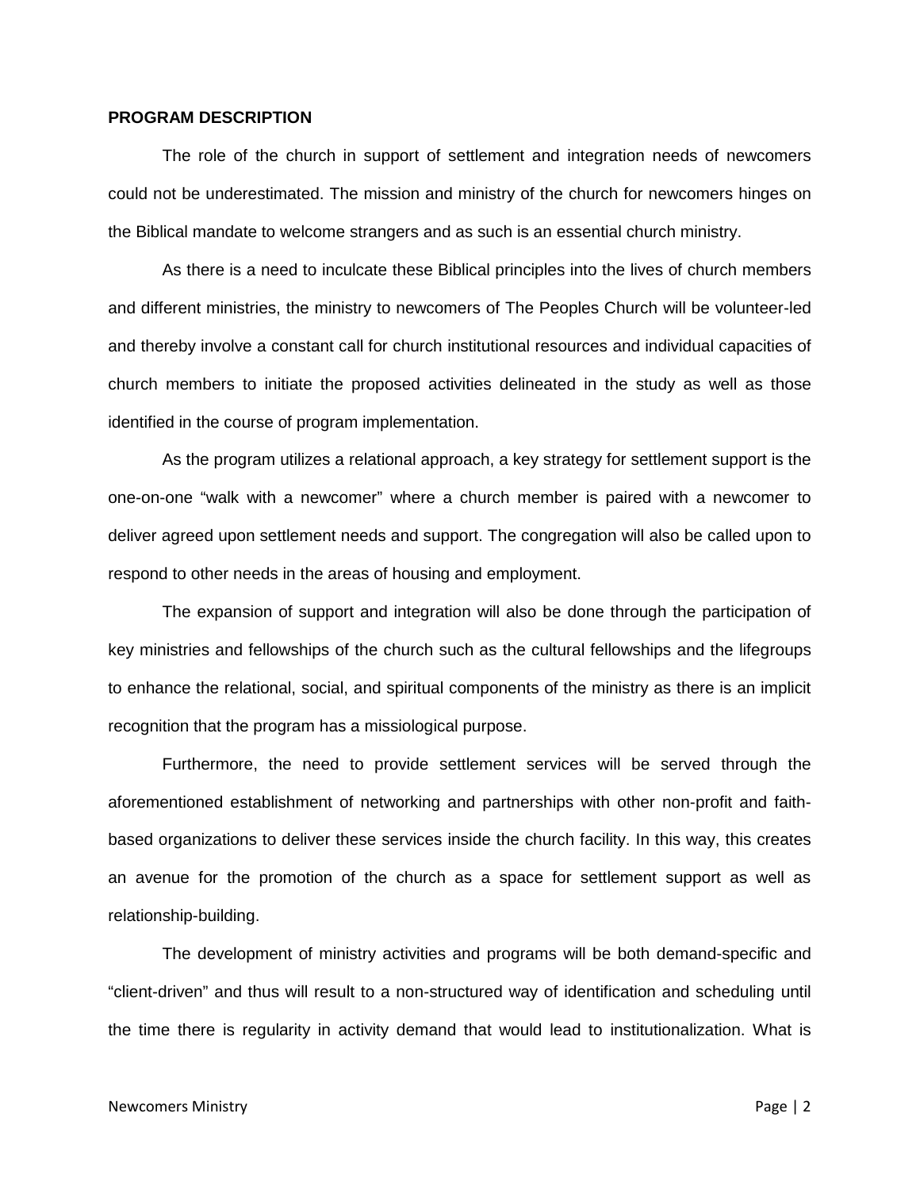**PROGRAM DESCRIPTION**

The role of the church in support of settlement and integration needs of newcomers could not be underestimated. The mission and ministry of the church for newcomers hinges on the Biblical mandate to welcome strangers and as such is an essential church ministry.

As there is a need to inculcate these Biblical principles into the lives of church members and different ministries, the ministry to newcomers of The Peoples Church will be volunteer-led and thereby involve a constant call for church institutional resources and individual capacities of church members to initiate the proposed activities delineated in the study as well as those identified in the course of program implementation.

As the program utilizes a relational approach, a key strategy for settlement support is the one-on-one "walk with a newcomer" where a church member is paired with a newcomer to deliver agreed upon settlement needs and support. The congregation will also be called upon to respond to other needs in the areas of housing and employment.

The expansion of support and integration will also be done through the participation of key ministries and fellowships of the church such as the cultural fellowships and the lifegroups to enhance the relational, social, and spiritual components of the ministry as there is an implicit recognition that the program has a missiological purpose.

Furthermore, the need to provide settlement services will be served through the aforementioned establishment of networking and partnerships with other non-profit and faith-based organizations to deliver these services inside the church facility. In this way, this creates an avenue for the promotion of the church as a space for settlement support as well as relationship-building.

The development of ministry activities and programs will be both demand-specific and "client-driven" and thus will result to a non-structured way of identification and scheduling until the time there is regularity in activity demand that would lead to institutionalization. What is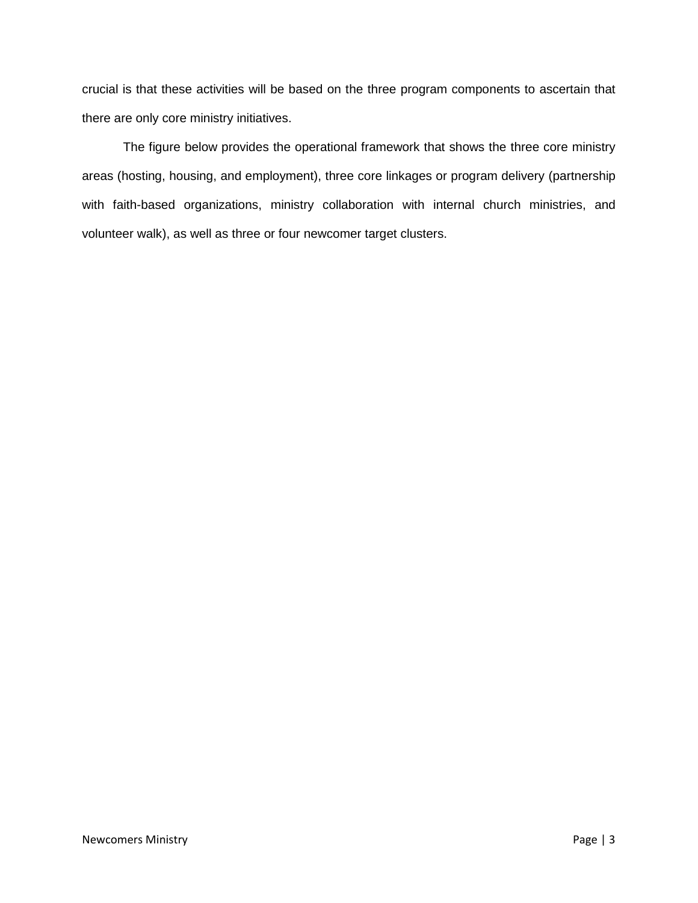crucial is that these activities will be based on the three program components to ascertain that there are only core ministry initiatives.

The figure below provides the operational framework that shows the three core ministry areas (hosting, housing, and employment), three core linkages or program delivery (partnership with faith-based organizations, ministry collaboration with internal church ministries, and volunteer walk), as well as three or four newcomer target clusters.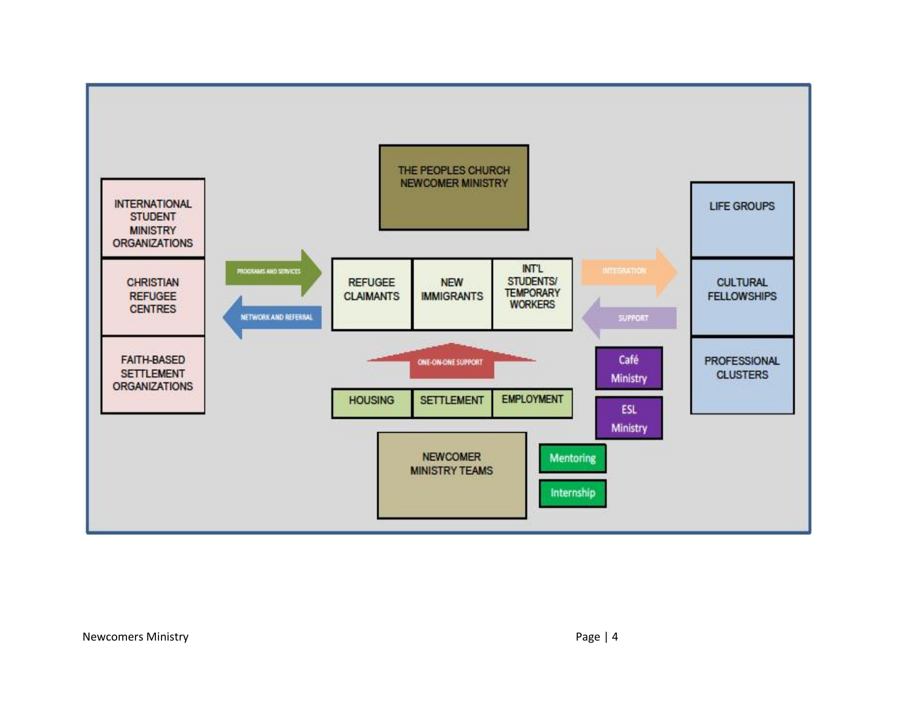THE PEOPLES CHURCH NEWCOMER MINISTRY

INTERNATIONAL STUDENT MINISTRY ORGANIZATIONS

CHRISTIAN REFUGEE CENTRES

FAITH-BASED SETTLEMENT ORGANIZATIONS

PROGRAMS AND SERVICES

NETWORK AND REFERRAL

REFUGEE CLAIMANTS

NEW IMMIGRANTS

INT'L STUDENTS/ TEMPORARY WORKERS

INTEGRATION

SUPPORT

LIFE GROUPS

CULTURAL FELLOWSHIPS

PROFESSIONAL CLUSTERS

ONE-ON-ONE SUPPORT

HOUSING

SETTLEMENT

EMPLOYMENT

Café Ministry

ESL Ministry

NEWCOMER MINISTRY TEAMS

Mentoring

Internship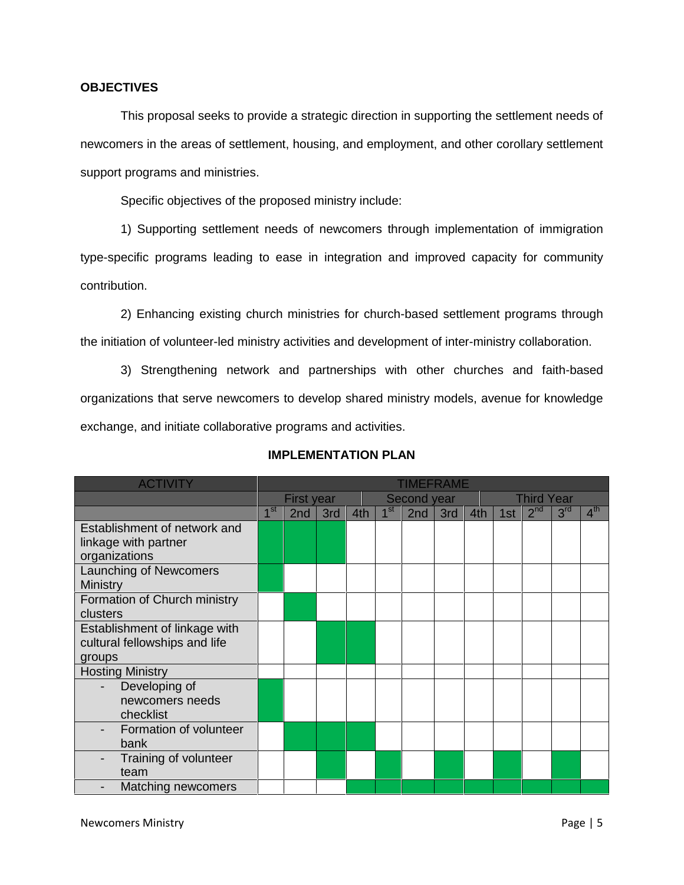**OBJECTIVES**

This proposal seeks to provide a strategic direction in supporting the settlement needs of newcomers in the areas of settlement, housing, and employment, and other corollary settlement support programs and ministries.

Specific objectives of the proposed ministry include:

1) Supporting settlement needs of newcomers through implementation of immigration type-specific programs leading to ease in integration and improved capacity for community contribution.

2) Enhancing existing church ministries for church-based settlement programs through the initiation of volunteer-led ministry activities and development of inter-ministry collaboration.

3) Strengthening network and partnerships with other churches and faith-based organizations that serve newcomers to develop shared ministry models, avenue for knowledge exchange, and initiate collaborative programs and activities.

**IMPLEMENTATION PLAN**

| ACTIVITY | TIMEFRAME | | | | | | | | | | | |
|---|---|---|---|---|---|---|---|---|---|---|---|---|
| | First year | | | | Second year | | | | Third Year | | | |
| | 1st | 2nd | 3rd | 4th | 1st | 2nd | 3rd | 4th | 1st | 2nd | 3rd | 4th |
| Establishment of network and linkage with partner organizations | ■ | ■ | ■ | | | | | | | | | |
| Launching of Newcomers Ministry | ■ | | | | | | | | | | | |
| Formation of Church ministry clusters | | ■ | | | | | | | | | | |
| Establishment of linkage with cultural fellowships and life groups | | | ■ | ■ | | | | | | | | |
| Hosting Ministry | | | | | | | | | | | | |
| - Developing of newcomers needs checklist | ■ | | | | | | | | | | | |
| - Formation of volunteer bank | | ■ | ■ | ■ | | | | | | | | |
| - Training of volunteer team | | | ■ | | ■ | | ■ | | ■ | | ■ | |
| - Matching newcomers | | | | ■ | ■ | ■ | ■ | ■ | ■ | ■ | ■ | ■ |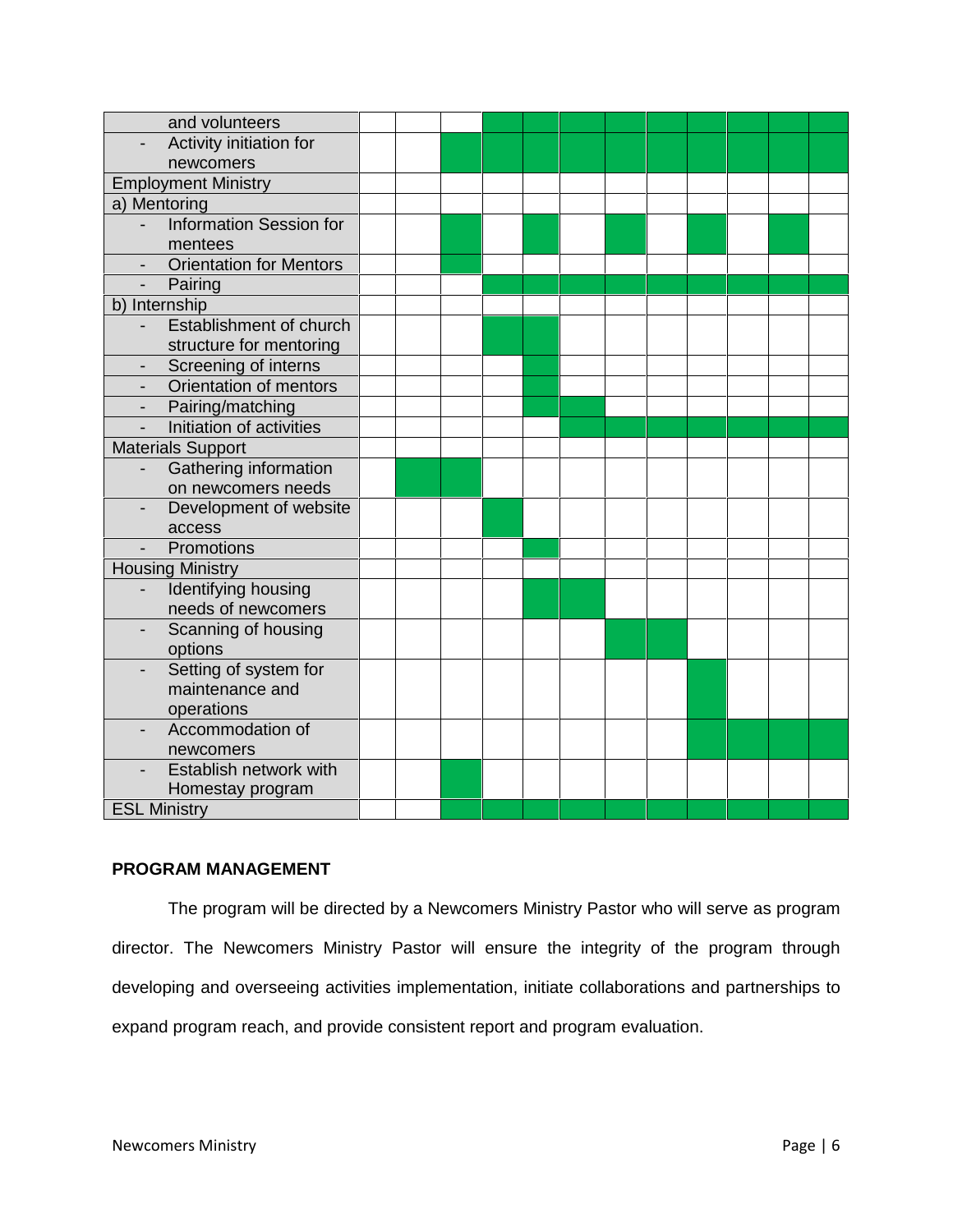| | | | | | | | | | | | | |
|---|---|---|---|---|---|---|---|---|---|---|---|---|
| and volunteers | | | | ■ | ■ | ■ | ■ | ■ | ■ | ■ | ■ | ■ |
| - Activity initiation for newcomers | | | ■ | ■ | ■ | ■ | ■ | ■ | ■ | ■ | ■ | ■ |
| Employment Ministry | | | | | | | | | | | | |
| a) Mentoring | | | | | | | | | | | | |
| - Information Session for mentees | | | ■ | | ■ | | ■ | | ■ | | ■ | |
| - Orientation for Mentors | | | ■ | | | | | | | | | |
| - Pairing | | | | ■ | ■ | ■ | ■ | ■ | ■ | ■ | ■ | ■ |
| b) Internship | | | | | | | | | | | | |
| - Establishment of church structure for mentoring | | | | ■ | ■ | | | | | | | |
| - Screening of interns | | | | | ■ | | | | | | | |
| - Orientation of mentors | | | | | ■ | | | | | | | |
| - Pairing/matching | | | | | ■ | ■ | | | | | | |
| - Initiation of activities | | | | | | ■ | ■ | ■ | ■ | ■ | ■ | ■ |
| Materials Support | | | | | | | | | | | | |
| - Gathering information on newcomers needs | | ■ | ■ | | | | | | | | | |
| - Development of website access | | | | ■ | | | | | | | | |
| - Promotions | | | | | ■ | | | | | | | |
| Housing Ministry | | | | | | | | | | | | |
| - Identifying housing needs of newcomers | | | | | ■ | ■ | | | | | | |
| - Scanning of housing options | | | | | | | ■ | ■ | | | | |
| - Setting of system for maintenance and operations | | | | | | | | | ■ | | | |
| - Accommodation of newcomers | | | | | | | | | ■ | ■ | ■ | ■ |
| - Establish network with Homestay program | | | ■ | | | | | | | | | |
| ESL Ministry | | | ■ | ■ | ■ | ■ | ■ | ■ | ■ | ■ | ■ | ■ |

**PROGRAM MANAGEMENT**

The program will be directed by a Newcomers Ministry Pastor who will serve as program director. The Newcomers Ministry Pastor will ensure the integrity of the program through developing and overseeing activities implementation, initiate collaborations and partnerships to expand program reach, and provide consistent report and program evaluation.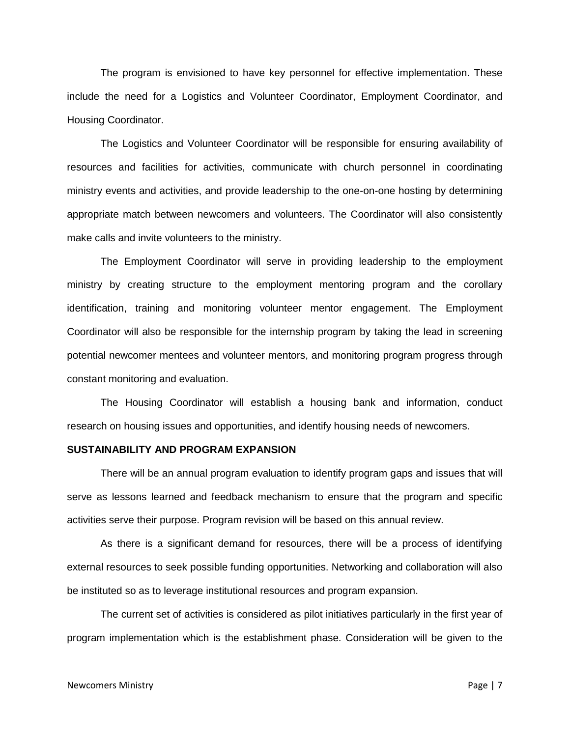The program is envisioned to have key personnel for effective implementation. These include the need for a Logistics and Volunteer Coordinator, Employment Coordinator, and Housing Coordinator.

The Logistics and Volunteer Coordinator will be responsible for ensuring availability of resources and facilities for activities, communicate with church personnel in coordinating ministry events and activities, and provide leadership to the one-on-one hosting by determining appropriate match between newcomers and volunteers. The Coordinator will also consistently make calls and invite volunteers to the ministry.

The Employment Coordinator will serve in providing leadership to the employment ministry by creating structure to the employment mentoring program and the corollary identification, training and monitoring volunteer mentor engagement. The Employment Coordinator will also be responsible for the internship program by taking the lead in screening potential newcomer mentees and volunteer mentors, and monitoring program progress through constant monitoring and evaluation.

The Housing Coordinator will establish a housing bank and information, conduct research on housing issues and opportunities, and identify housing needs of newcomers.

**SUSTAINABILITY AND PROGRAM EXPANSION**

There will be an annual program evaluation to identify program gaps and issues that will serve as lessons learned and feedback mechanism to ensure that the program and specific activities serve their purpose. Program revision will be based on this annual review.

As there is a significant demand for resources, there will be a process of identifying external resources to seek possible funding opportunities. Networking and collaboration will also be instituted so as to leverage institutional resources and program expansion.

The current set of activities is considered as pilot initiatives particularly in the first year of program implementation which is the establishment phase. Consideration will be given to the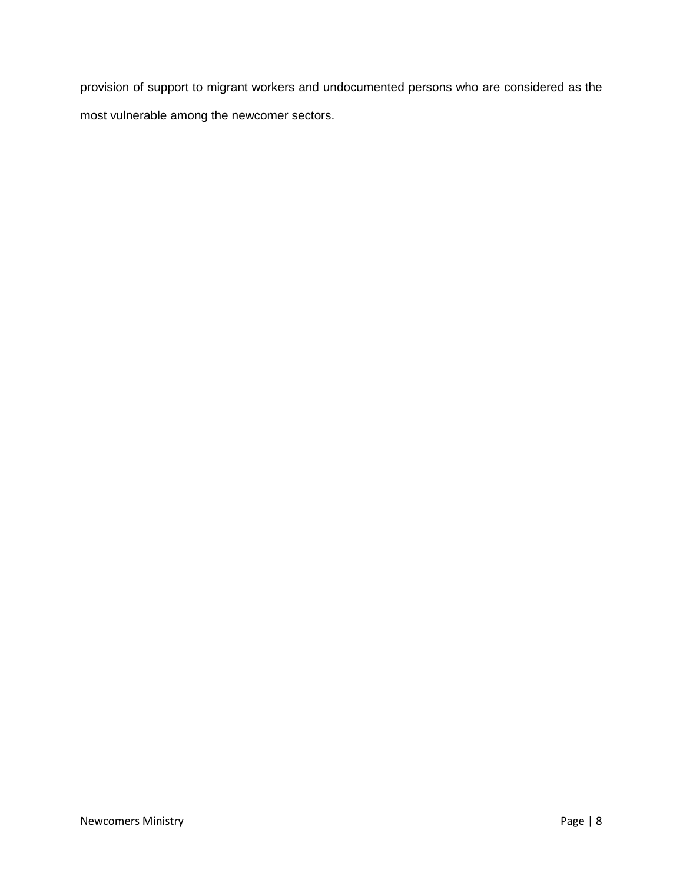provision of support to migrant workers and undocumented persons who are considered as the most vulnerable among the newcomer sectors.